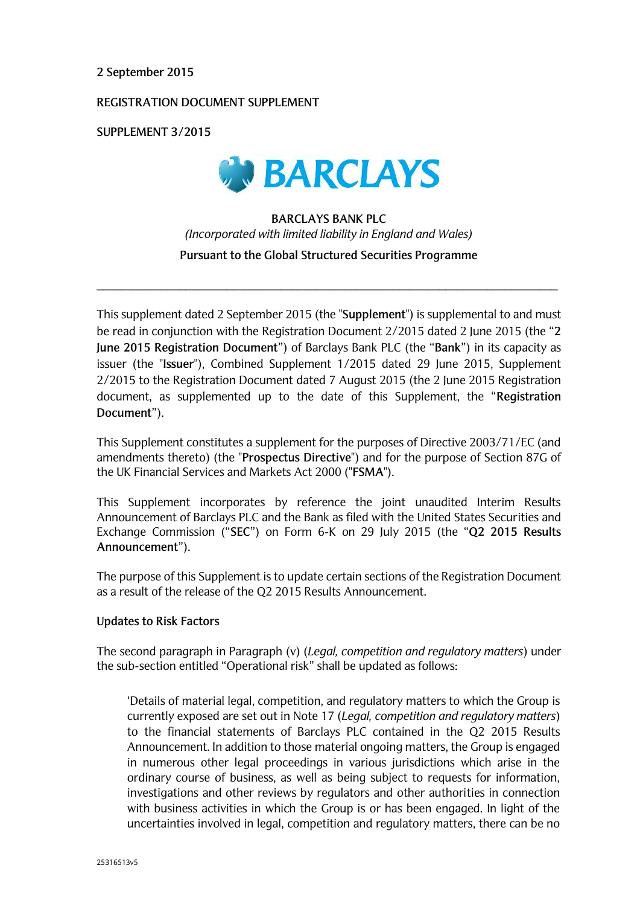2 September 2015

REGISTRATION DOCUMENT SUPPLEMENT

SUPPLEMENT 3/2015

BARCLAYS

**BARCLAYS BANK PLC**

*(Incorporated with limited liability in England and Wales)*

**Pursuant to the Global Structured Securities Programme**

---

This supplement dated 2 September 2015 (the "**Supplement**") is supplemental to and must be read in conjunction with the Registration Document 2/2015 dated 2 June 2015 (the "**2 June 2015 Registration Document**") of Barclays Bank PLC (the "**Bank**") in its capacity as issuer (the "**Issuer**"), Combined Supplement 1/2015 dated 29 June 2015, Supplement 2/2015 to the Registration Document dated 7 August 2015 (the 2 June 2015 Registration document, as supplemented up to the date of this Supplement, the "**Registration Document**").

This Supplement constitutes a supplement for the purposes of Directive 2003/71/EC (and amendments thereto) (the "**Prospectus Directive**") and for the purpose of Section 87G of the UK Financial Services and Markets Act 2000 ("**FSMA**").

This Supplement incorporates by reference the joint unaudited Interim Results Announcement of Barclays PLC and the Bank as filed with the United States Securities and Exchange Commission ("**SEC**") on Form 6-K on 29 July 2015 (the "**Q2 2015 Results Announcement**").

The purpose of this Supplement is to update certain sections of the Registration Document as a result of the release of the Q2 2015 Results Announcement.

**Updates to Risk Factors**

The second paragraph in Paragraph (v) (*Legal, competition and regulatory matters*) under the sub-section entitled "Operational risk" shall be updated as follows:

> 'Details of material legal, competition, and regulatory matters to which the Group is currently exposed are set out in Note 17 (*Legal, competition and regulatory matters*) to the financial statements of Barclays PLC contained in the Q2 2015 Results Announcement. In addition to those material ongoing matters, the Group is engaged in numerous other legal proceedings in various jurisdictions which arise in the ordinary course of business, as well as being subject to requests for information, investigations and other reviews by regulators and other authorities in connection with business activities in which the Group is or has been engaged. In light of the uncertainties involved in legal, competition and regulatory matters, there can be no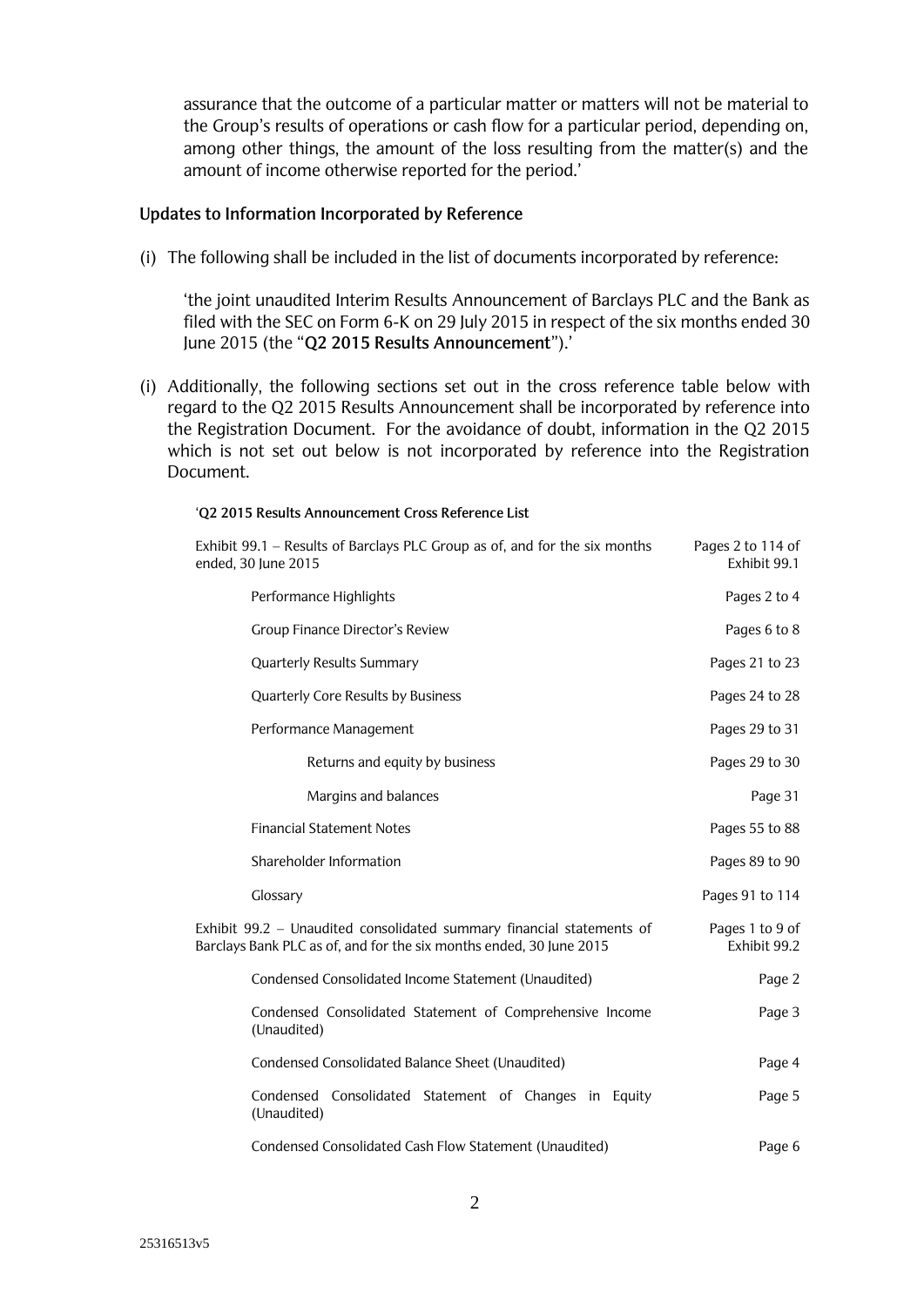assurance that the outcome of a particular matter or matters will not be material to the Group's results of operations or cash flow for a particular period, depending on, among other things, the amount of the loss resulting from the matter(s) and the amount of income otherwise reported for the period.'

## Updates to Information Incorporated by Reference

(i) The following shall be included in the list of documents incorporated by reference:

'the joint unaudited Interim Results Announcement of Barclays PLC and the Bank as filed with the SEC on Form 6-K on 29 July 2015 in respect of the six months ended 30 June 2015 (the "**Q2 2015 Results Announcement**").'

(i) Additionally, the following sections set out in the cross reference table below with regard to the Q2 2015 Results Announcement shall be incorporated by reference into the Registration Document. For the avoidance of doubt, information in the Q2 2015 which is not set out below is not incorporated by reference into the Registration Document.

'**Q2 2015 Results Announcement Cross Reference List**

| | |
|---|---|
| Exhibit 99.1 – Results of Barclays PLC Group as of, and for the six months ended, 30 June 2015 | Pages 2 to 114 of Exhibit 99.1 |
| Performance Highlights | Pages 2 to 4 |
| Group Finance Director's Review | Pages 6 to 8 |
| Quarterly Results Summary | Pages 21 to 23 |
| Quarterly Core Results by Business | Pages 24 to 28 |
| Performance Management | Pages 29 to 31 |
| Returns and equity by business | Pages 29 to 30 |
| Margins and balances | Page 31 |
| Financial Statement Notes | Pages 55 to 88 |
| Shareholder Information | Pages 89 to 90 |
| Glossary | Pages 91 to 114 |
| Exhibit 99.2 – Unaudited consolidated summary financial statements of Barclays Bank PLC as of, and for the six months ended, 30 June 2015 | Pages 1 to 9 of Exhibit 99.2 |
| Condensed Consolidated Income Statement (Unaudited) | Page 2 |
| Condensed Consolidated Statement of Comprehensive Income (Unaudited) | Page 3 |
| Condensed Consolidated Balance Sheet (Unaudited) | Page 4 |
| Condensed Consolidated Statement of Changes in Equity (Unaudited) | Page 5 |
| Condensed Consolidated Cash Flow Statement (Unaudited) | Page 6 |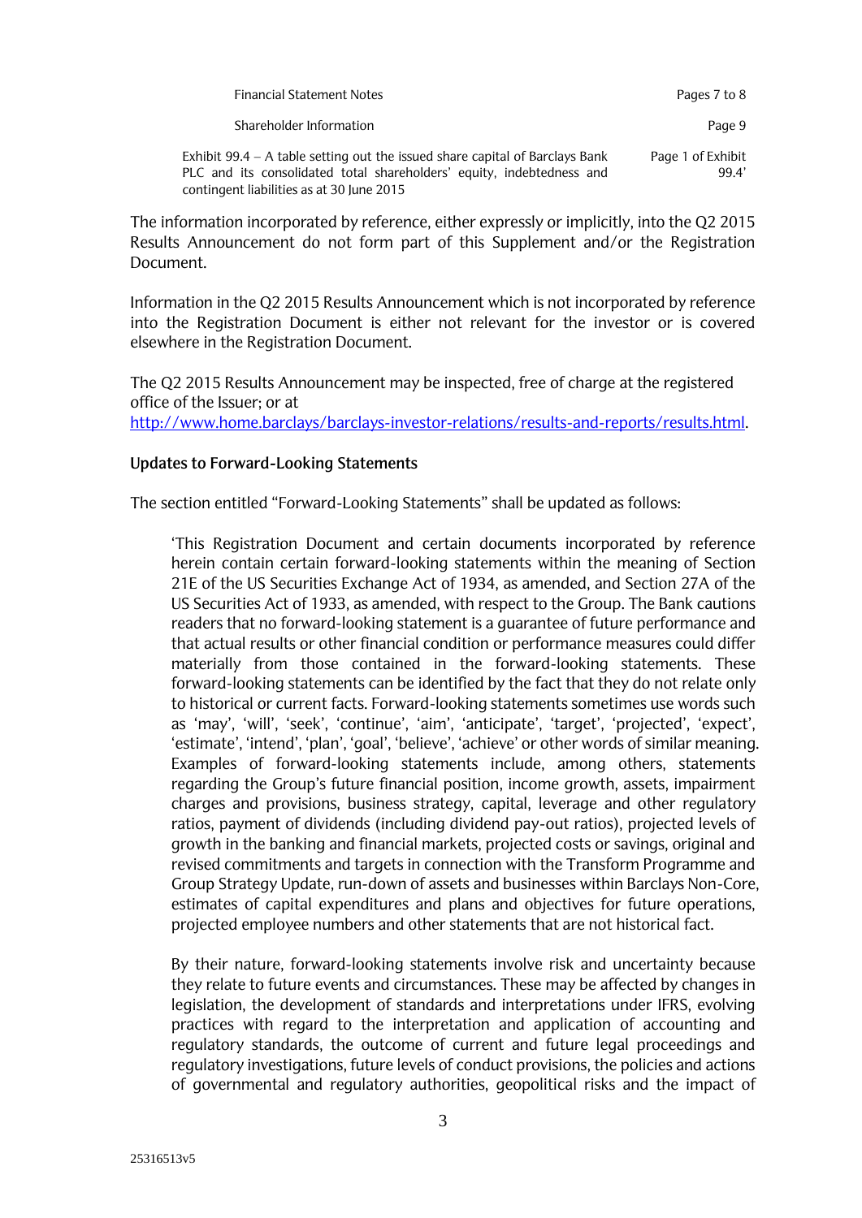| | |
|---|---|
| Financial Statement Notes | Pages 7 to 8 |
| Shareholder Information | Page 9 |
| Exhibit 99.4 – A table setting out the issued share capital of Barclays Bank PLC and its consolidated total shareholders' equity, indebtedness and contingent liabilities as at 30 June 2015 | Page 1 of Exhibit 99.4' |

The information incorporated by reference, either expressly or implicitly, into the Q2 2015 Results Announcement do not form part of this Supplement and/or the Registration Document.

Information in the Q2 2015 Results Announcement which is not incorporated by reference into the Registration Document is either not relevant for the investor or is covered elsewhere in the Registration Document.

The Q2 2015 Results Announcement may be inspected, free of charge at the registered office of the Issuer; or at http://www.home.barclays/barclays-investor-relations/results-and-reports/results.html.

**Updates to Forward-Looking Statements**

The section entitled "Forward-Looking Statements" shall be updated as follows:

> 'This Registration Document and certain documents incorporated by reference herein contain certain forward-looking statements within the meaning of Section 21E of the US Securities Exchange Act of 1934, as amended, and Section 27A of the US Securities Act of 1933, as amended, with respect to the Group. The Bank cautions readers that no forward-looking statement is a guarantee of future performance and that actual results or other financial condition or performance measures could differ materially from those contained in the forward-looking statements. These forward-looking statements can be identified by the fact that they do not relate only to historical or current facts. Forward-looking statements sometimes use words such as 'may', 'will', 'seek', 'continue', 'aim', 'anticipate', 'target', 'projected', 'expect', 'estimate', 'intend', 'plan', 'goal', 'believe', 'achieve' or other words of similar meaning. Examples of forward-looking statements include, among others, statements regarding the Group's future financial position, income growth, assets, impairment charges and provisions, business strategy, capital, leverage and other regulatory ratios, payment of dividends (including dividend pay-out ratios), projected levels of growth in the banking and financial markets, projected costs or savings, original and revised commitments and targets in connection with the Transform Programme and Group Strategy Update, run-down of assets and businesses within Barclays Non-Core, estimates of capital expenditures and plans and objectives for future operations, projected employee numbers and other statements that are not historical fact.
>
> By their nature, forward-looking statements involve risk and uncertainty because they relate to future events and circumstances. These may be affected by changes in legislation, the development of standards and interpretations under IFRS, evolving practices with regard to the interpretation and application of accounting and regulatory standards, the outcome of current and future legal proceedings and regulatory investigations, future levels of conduct provisions, the policies and actions of governmental and regulatory authorities, geopolitical risks and the impact of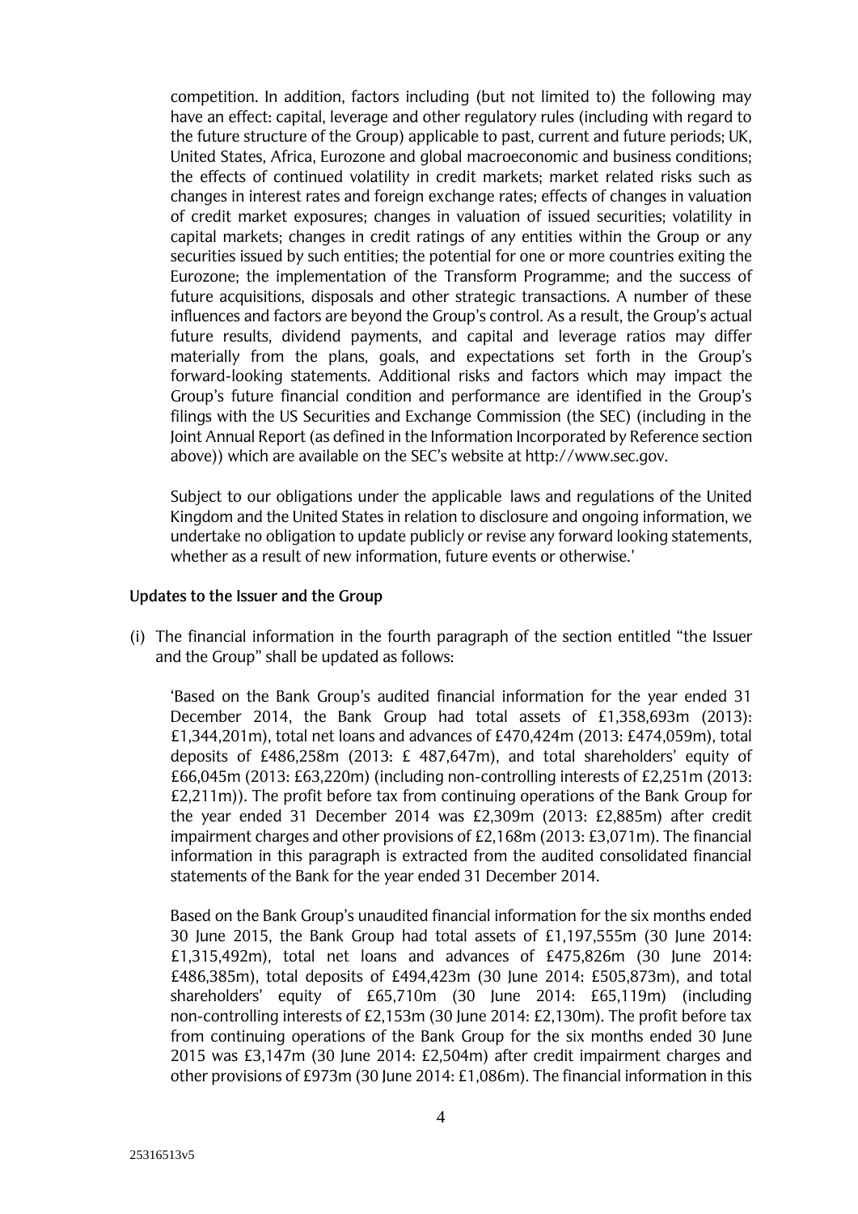competition. In addition, factors including (but not limited to) the following may have an effect: capital, leverage and other regulatory rules (including with regard to the future structure of the Group) applicable to past, current and future periods; UK, United States, Africa, Eurozone and global macroeconomic and business conditions; the effects of continued volatility in credit markets; market related risks such as changes in interest rates and foreign exchange rates; effects of changes in valuation of credit market exposures; changes in valuation of issued securities; volatility in capital markets; changes in credit ratings of any entities within the Group or any securities issued by such entities; the potential for one or more countries exiting the Eurozone; the implementation of the Transform Programme; and the success of future acquisitions, disposals and other strategic transactions. A number of these influences and factors are beyond the Group's control. As a result, the Group's actual future results, dividend payments, and capital and leverage ratios may differ materially from the plans, goals, and expectations set forth in the Group's forward-looking statements. Additional risks and factors which may impact the Group's future financial condition and performance are identified in the Group's filings with the US Securities and Exchange Commission (the SEC) (including in the Joint Annual Report (as defined in the Information Incorporated by Reference section above)) which are available on the SEC's website at http://www.sec.gov.

Subject to our obligations under the applicable laws and regulations of the United Kingdom and the United States in relation to disclosure and ongoing information, we undertake no obligation to update publicly or revise any forward looking statements, whether as a result of new information, future events or otherwise.'

**Updates to the Issuer and the Group**

(i) The financial information in the fourth paragraph of the section entitled "the Issuer and the Group" shall be updated as follows:

'Based on the Bank Group's audited financial information for the year ended 31 December 2014, the Bank Group had total assets of £1,358,693m (2013): £1,344,201m), total net loans and advances of £470,424m (2013: £474,059m), total deposits of £486,258m (2013: £ 487,647m), and total shareholders' equity of £66,045m (2013: £63,220m) (including non-controlling interests of £2,251m (2013: £2,211m)). The profit before tax from continuing operations of the Bank Group for the year ended 31 December 2014 was £2,309m (2013: £2,885m) after credit impairment charges and other provisions of £2,168m (2013: £3,071m). The financial information in this paragraph is extracted from the audited consolidated financial statements of the Bank for the year ended 31 December 2014.

Based on the Bank Group's unaudited financial information for the six months ended 30 June 2015, the Bank Group had total assets of £1,197,555m (30 June 2014: £1,315,492m), total net loans and advances of £475,826m (30 June 2014: £486,385m), total deposits of £494,423m (30 June 2014: £505,873m), and total shareholders' equity of £65,710m (30 June 2014: £65,119m) (including non-controlling interests of £2,153m (30 June 2014: £2,130m). The profit before tax from continuing operations of the Bank Group for the six months ended 30 June 2015 was £3,147m (30 June 2014: £2,504m) after credit impairment charges and other provisions of £973m (30 June 2014: £1,086m). The financial information in this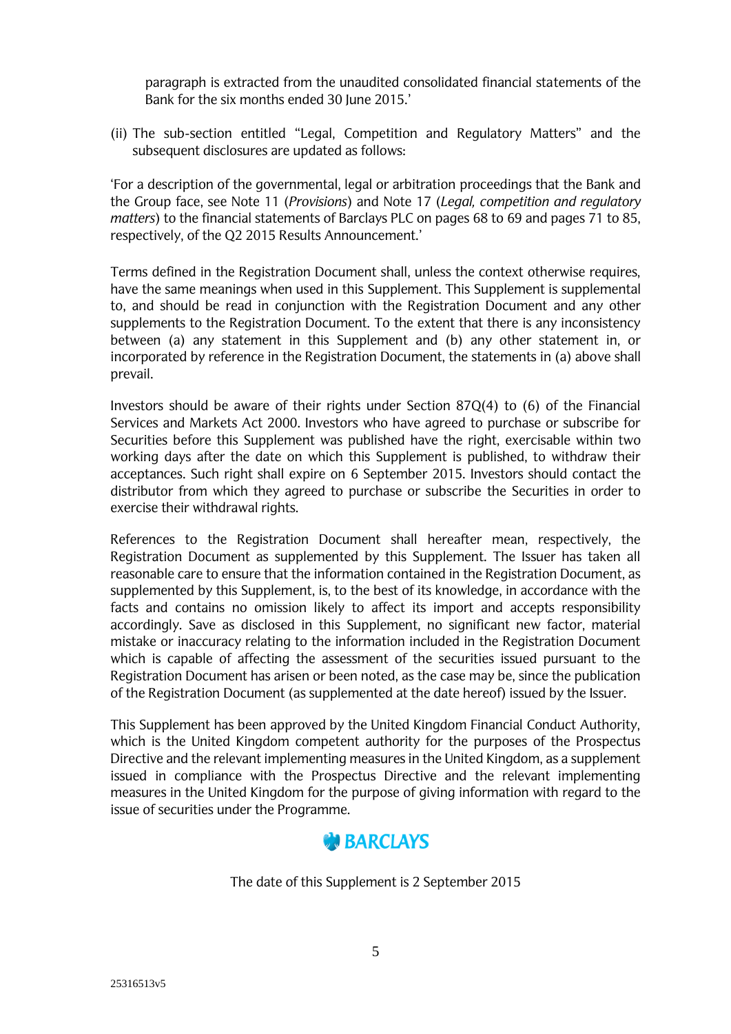paragraph is extracted from the unaudited consolidated financial statements of the Bank for the six months ended 30 June 2015.'

(ii) The sub-section entitled "Legal, Competition and Regulatory Matters" and the subsequent disclosures are updated as follows:

'For a description of the governmental, legal or arbitration proceedings that the Bank and the Group face, see Note 11 (*Provisions*) and Note 17 (*Legal, competition and regulatory matters*) to the financial statements of Barclays PLC on pages 68 to 69 and pages 71 to 85, respectively, of the Q2 2015 Results Announcement.'

Terms defined in the Registration Document shall, unless the context otherwise requires, have the same meanings when used in this Supplement. This Supplement is supplemental to, and should be read in conjunction with the Registration Document and any other supplements to the Registration Document. To the extent that there is any inconsistency between (a) any statement in this Supplement and (b) any other statement in, or incorporated by reference in the Registration Document, the statements in (a) above shall prevail.

Investors should be aware of their rights under Section 87Q(4) to (6) of the Financial Services and Markets Act 2000. Investors who have agreed to purchase or subscribe for Securities before this Supplement was published have the right, exercisable within two working days after the date on which this Supplement is published, to withdraw their acceptances. Such right shall expire on 6 September 2015. Investors should contact the distributor from which they agreed to purchase or subscribe the Securities in order to exercise their withdrawal rights.

References to the Registration Document shall hereafter mean, respectively, the Registration Document as supplemented by this Supplement. The Issuer has taken all reasonable care to ensure that the information contained in the Registration Document, as supplemented by this Supplement, is, to the best of its knowledge, in accordance with the facts and contains no omission likely to affect its import and accepts responsibility accordingly. Save as disclosed in this Supplement, no significant new factor, material mistake or inaccuracy relating to the information included in the Registration Document which is capable of affecting the assessment of the securities issued pursuant to the Registration Document has arisen or been noted, as the case may be, since the publication of the Registration Document (as supplemented at the date hereof) issued by the Issuer.

This Supplement has been approved by the United Kingdom Financial Conduct Authority, which is the United Kingdom competent authority for the purposes of the Prospectus Directive and the relevant implementing measures in the United Kingdom, as a supplement issued in compliance with the Prospectus Directive and the relevant implementing measures in the United Kingdom for the purpose of giving information with regard to the issue of securities under the Programme.

BARCLAYS

The date of this Supplement is 2 September 2015

25316513v5